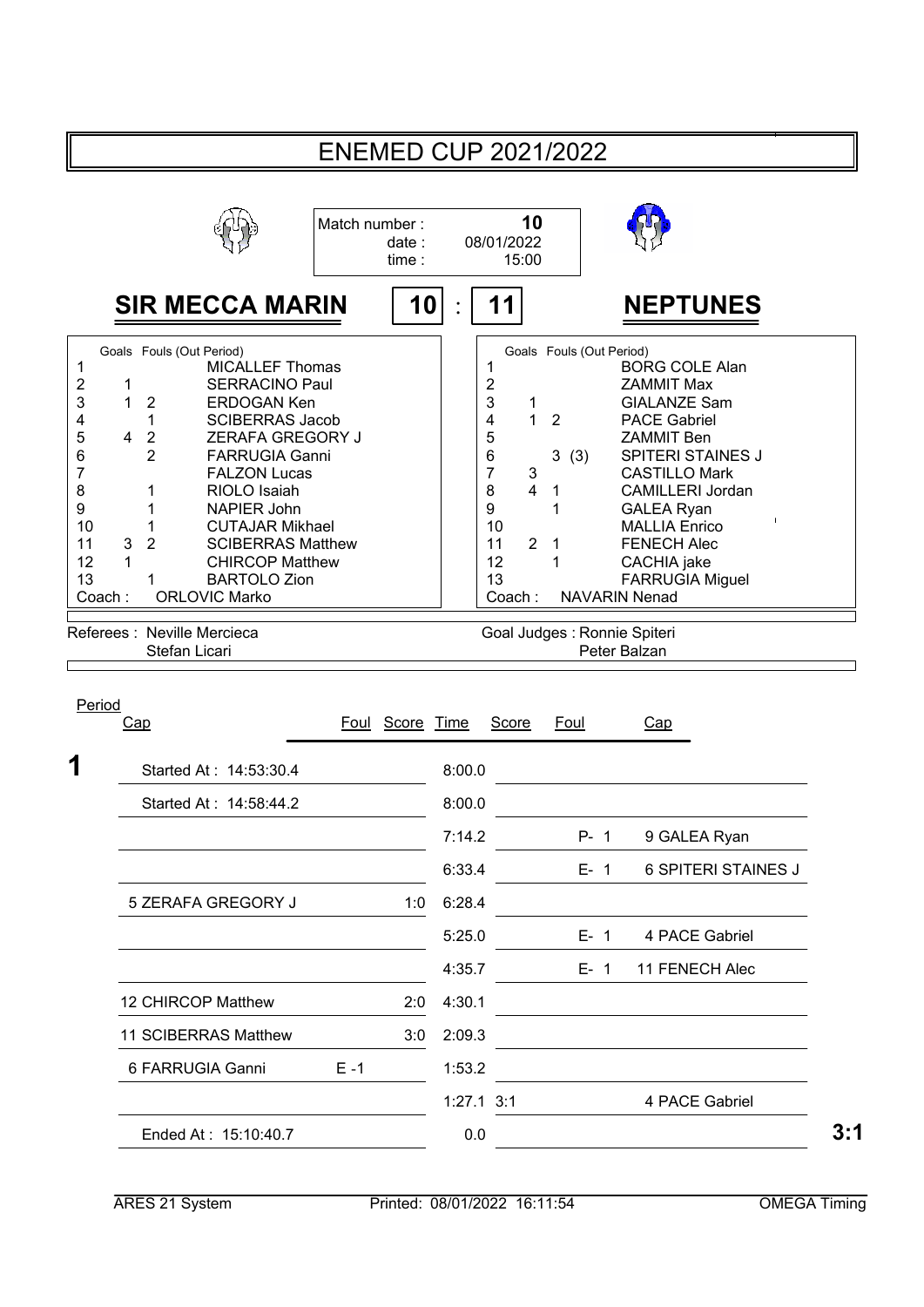# ENEMED CUP 2021/2022

Match number : **10**
date : 08/01/2022
time : 15:00

## SIR MECCA MARIN 10 : 11 NEPTUNES

| # | Goals | Fouls (Out Period) | SIR MECCA MARIN |
|---|---|---|---|
| 1 | | | MICALLEF Thomas |
| 2 | 1 | | SERRACINO Paul |
| 3 | 1 | 2 | ERDOGAN Ken |
| 4 | | 1 | SCIBERRAS Jacob |
| 5 | 4 | 2 | ZERAFA GREGORY J |
| 6 | | 2 | FARRUGIA Ganni |
| 7 | | | FALZON Lucas |
| 8 | | 1 | RIOLO Isaiah |
| 9 | | 1 | NAPIER John |
| 10 | | 1 | CUTAJAR Mikhael |
| 11 | 3 | 2 | SCIBERRAS Matthew |
| 12 | 1 | | CHIRCOP Matthew |
| 13 | | 1 | BARTOLO Zion |
| Coach : | | | ORLOVIC Marko |

| # | Goals | Fouls (Out Period) | NEPTUNES |
|---|---|---|---|
| 1 | | | BORG COLE Alan |
| 2 | | | ZAMMIT Max |
| 3 | 1 | | GIALANZE Sam |
| 4 | 1 | 2 | PACE Gabriel |
| 5 | | | ZAMMIT Ben |
| 6 | | 3 (3) | SPITERI STAINES J |
| 7 | 3 | | CASTILLO Mark |
| 8 | 4 | 1 | CAMILLERI Jordan |
| 9 | | 1 | GALEA Ryan |
| 10 | | | MALLIA Enrico |
| 11 | 2 | 1 | FENECH Alec |
| 12 | | 1 | CACHIA jake |
| 13 | | | FARRUGIA Miguel |
| Coach : | | | NAVARIN Nenad |

Referees : Neville Mercieca, Stefan Licari

Goal Judges : Ronnie Spiteri, Peter Balzan

| Period | Cap | Foul | Score | Time | Score | Foul | Cap |
|---|---|---|---|---|---|---|---|
| **1** | Started At : 14:53:30.4 | | | 8:00.0 | | | |
| | Started At : 14:58:44.2 | | | 8:00.0 | | | |
| | | | | 7:14.2 | | P- 1 | 9 GALEA Ryan |
| | | | | 6:33.4 | | E- 1 | 6 SPITERI STAINES J |
| | 5 ZERAFA GREGORY J | | 1:0 | 6:28.4 | | | |
| | | | | 5:25.0 | | E- 1 | 4 PACE Gabriel |
| | | | | 4:35.7 | | E- 1 | 11 FENECH Alec |
| | 12 CHIRCOP Matthew | | 2:0 | 4:30.1 | | | |
| | 11 SCIBERRAS Matthew | | 3:0 | 2:09.3 | | | |
| | 6 FARRUGIA Ganni | E -1 | | 1:53.2 | | | |
| | | | | 1:27.1 | 3:1 | | 4 PACE Gabriel |
| | Ended At : 15:10:40.7 | | | 0.0 | | | |
| | | | | | | | **3:1** |

ARES 21 System | Printed: 08/01/2022 16:11:54 | OMEGA Timing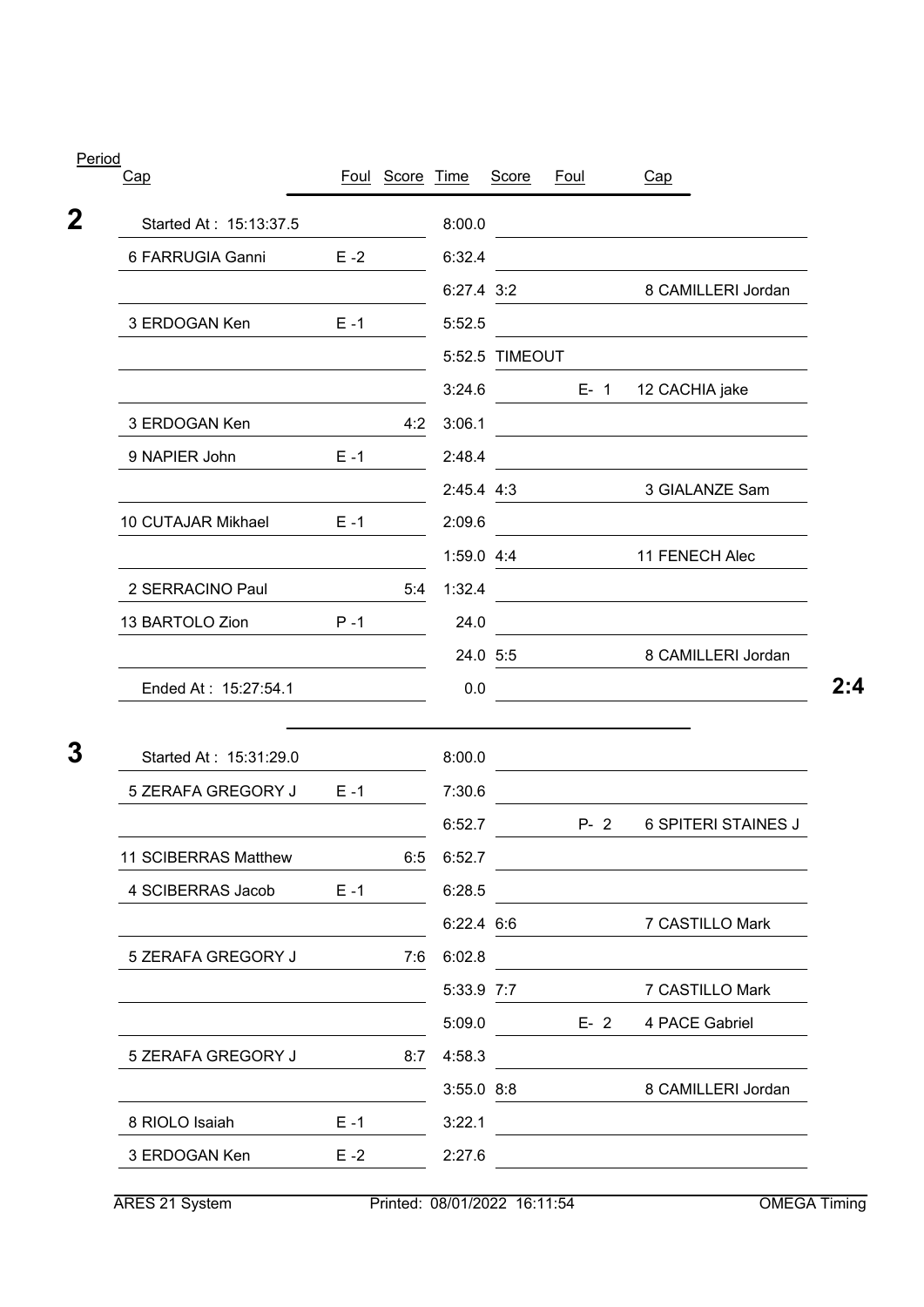| Period | Cap | Foul | Score | Time | Score | Foul | Cap | |
|---|---|---|---|---|---|---|---|---|
| **2** | Started At : 15:13:37.5 | | | 8:00.0 | | | | |
| | 6 FARRUGIA Ganni | E -2 | | 6:32.4 | | | | |
| | | | | 6:27.4 | 3:2 | | 8 CAMILLERI Jordan | |
| | 3 ERDOGAN Ken | E -1 | | 5:52.5 | | | | |
| | | | | 5:52.5 | TIMEOUT | | | |
| | | | | 3:24.6 | | E- 1 | 12 CACHIA jake | |
| | 3 ERDOGAN Ken | | 4:2 | 3:06.1 | | | | |
| | 9 NAPIER John | E -1 | | 2:48.4 | | | | |
| | | | | 2:45.4 | 4:3 | | 3 GIALANZE Sam | |
| | 10 CUTAJAR Mikhael | E -1 | | 2:09.6 | | | | |
| | | | | 1:59.0 | 4:4 | | 11 FENECH Alec | |
| | 2 SERRACINO Paul | | 5:4 | 1:32.4 | | | | |
| | 13 BARTOLO Zion | P -1 | | 24.0 | | | | |
| | | | | 24.0 | 5:5 | | 8 CAMILLERI Jordan | |
| | Ended At : 15:27:54.1 | | | 0.0 | | | | **2:4** |
| **3** | Started At : 15:31:29.0 | | | 8:00.0 | | | | |
| | 5 ZERAFA GREGORY J | E -1 | | 7:30.6 | | | | |
| | | | | 6:52.7 | | P- 2 | 6 SPITERI STAINES J | |
| | 11 SCIBERRAS Matthew | | 6:5 | 6:52.7 | | | | |
| | 4 SCIBERRAS Jacob | E -1 | | 6:28.5 | | | | |
| | | | | 6:22.4 | 6:6 | | 7 CASTILLO Mark | |
| | 5 ZERAFA GREGORY J | | 7:6 | 6:02.8 | | | | |
| | | | | 5:33.9 | 7:7 | | 7 CASTILLO Mark | |
| | | | | 5:09.0 | | E- 2 | 4 PACE Gabriel | |
| | 5 ZERAFA GREGORY J | | 8:7 | 4:58.3 | | | | |
| | | | | 3:55.0 | 8:8 | | 8 CAMILLERI Jordan | |
| | 8 RIOLO Isaiah | E -1 | | 3:22.1 | | | | |
| | 3 ERDOGAN Ken | E -2 | | 2:27.6 | | | | |

ARES 21 System    Printed: 08/01/2022 16:11:54    OMEGA Timing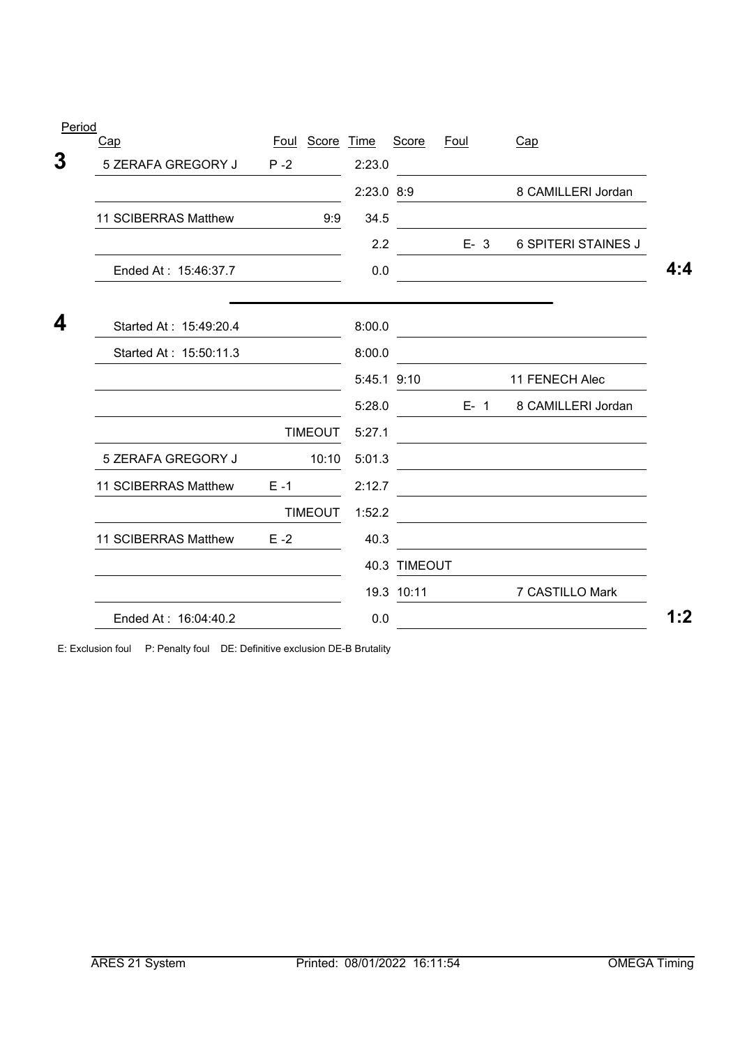| Period | Cap | Foul | Score | Time | Score | Foul | Cap | |
|---|---|---|---|---|---|---|---|---|
| 3 | 5 ZERAFA GREGORY J | P -2 | | 2:23.0 | | | | |
| | | | | 2:23.0 | 8:9 | | 8 CAMILLERI Jordan | |
| | 11 SCIBERRAS Matthew | | 9:9 | 34.5 | | | | |
| | | | | 2.2 | | E- 3 | 6 SPITERI STAINES J | |
| | Ended At : 15:46:37.7 | | | 0.0 | | | | 4:4 |
| 4 | Started At : 15:49:20.4 | | | 8:00.0 | | | | |
| | Started At : 15:50:11.3 | | | 8:00.0 | | | | |
| | | | | 5:45.1 | 9:10 | | 11 FENECH Alec | |
| | | | | 5:28.0 | | E- 1 | 8 CAMILLERI Jordan | |
| | | | TIMEOUT | 5:27.1 | | | | |
| | 5 ZERAFA GREGORY J | | 10:10 | 5:01.3 | | | | |
| | 11 SCIBERRAS Matthew | E -1 | | 2:12.7 | | | | |
| | | | TIMEOUT | 1:52.2 | | | | |
| | 11 SCIBERRAS Matthew | E -2 | | 40.3 | | | | |
| | | | | 40.3 | TIMEOUT | | | |
| | | | | 19.3 | 10:11 | | 7 CASTILLO Mark | |
| | Ended At : 16:04:40.2 | | | 0.0 | | | | 1:2 |

E: Exclusion foul P: Penalty foul DE: Definitive exclusion DE-B Brutality

ARES 21 System Printed: 08/01/2022 16:11:54 OMEGA Timing